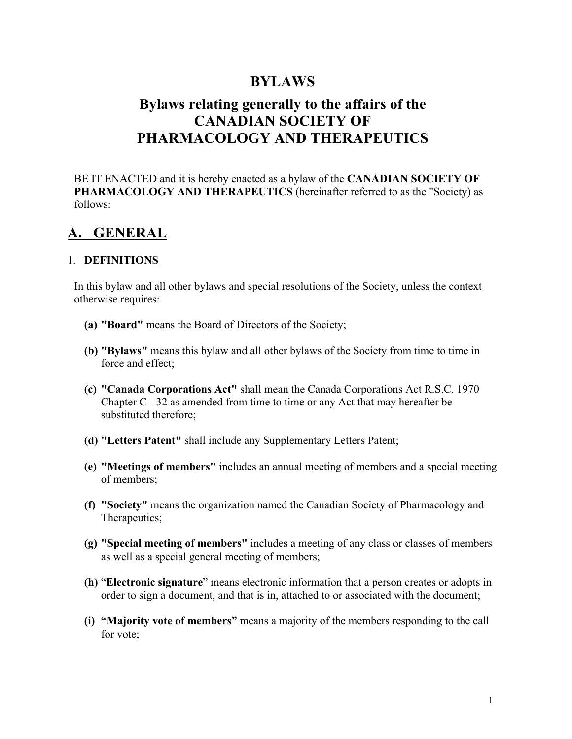# BYLAWS

## Bylaws relating generally to the affairs of the CANADIAN SOCIETY OF PHARMACOLOGY AND THERAPEUTICS

BE IT ENACTED and it is hereby enacted as a bylaw of the **CANADIAN SOCIETY OF PHARMACOLOGY AND THERAPEUTICS** (hereinafter referred to as the "Society) as follows:

## A. GENERAL

### 1. DEFINITIONS

In this bylaw and all other bylaws and special resolutions of the Society, unless the context otherwise requires:

**(a) "Board"** means the Board of Directors of the Society;

**(b) "Bylaws"** means this bylaw and all other bylaws of the Society from time to time in force and effect;

**(c) "Canada Corporations Act"** shall mean the Canada Corporations Act R.S.C. 1970 Chapter C - 32 as amended from time to time or any Act that may hereafter be substituted therefore;

**(d) "Letters Patent"** shall include any Supplementary Letters Patent;

**(e) "Meetings of members"** includes an annual meeting of members and a special meeting of members;

**(f) "Society"** means the organization named the Canadian Society of Pharmacology and Therapeutics;

**(g) "Special meeting of members"** includes a meeting of any class or classes of members as well as a special general meeting of members;

**(h)** "**Electronic signature**" means electronic information that a person creates or adopts in order to sign a document, and that is in, attached to or associated with the document;

**(i) "Majority vote of members"** means a majority of the members responding to the call for vote;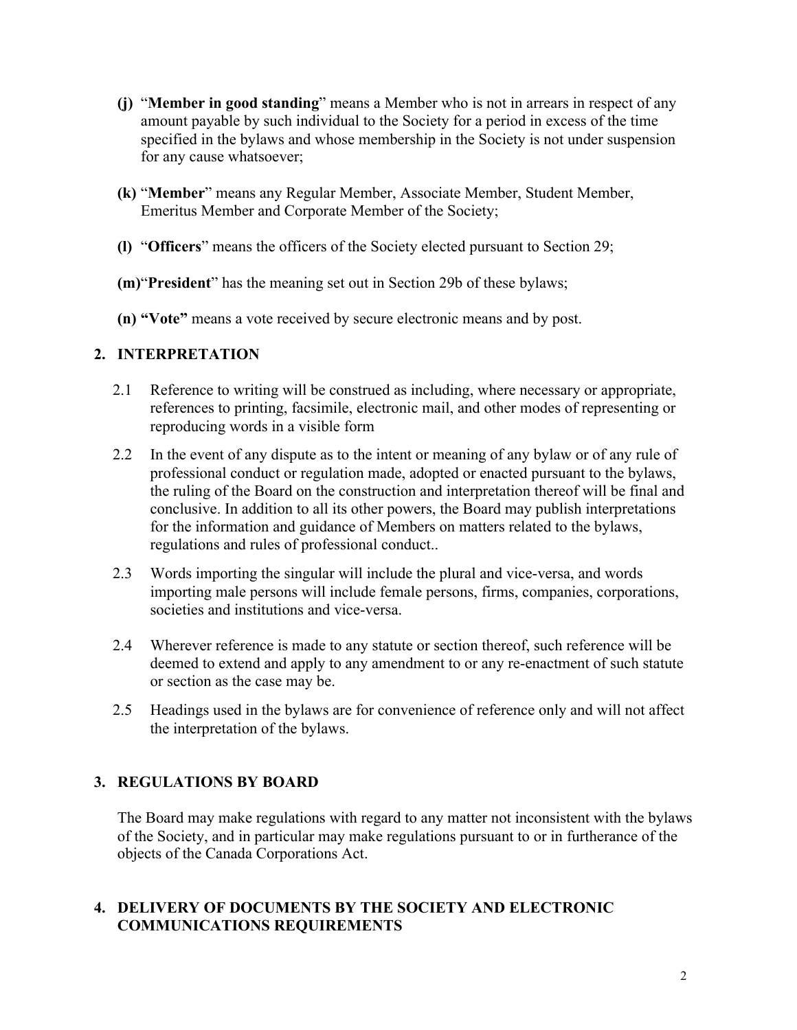**(j)** "**Member in good standing**" means a Member who is not in arrears in respect of any amount payable by such individual to the Society for a period in excess of the time specified in the bylaws and whose membership in the Society is not under suspension for any cause whatsoever;

**(k)** "**Member**" means any Regular Member, Associate Member, Student Member, Emeritus Member and Corporate Member of the Society;

**(l)** "**Officers**" means the officers of the Society elected pursuant to Section 29;

**(m)**"**President**" has the meaning set out in Section 29b of these bylaws;

**(n) "Vote"** means a vote received by secure electronic means and by post.

## 2. INTERPRETATION

2.1 Reference to writing will be construed as including, where necessary or appropriate, references to printing, facsimile, electronic mail, and other modes of representing or reproducing words in a visible form

2.2 In the event of any dispute as to the intent or meaning of any bylaw or of any rule of professional conduct or regulation made, adopted or enacted pursuant to the bylaws, the ruling of the Board on the construction and interpretation thereof will be final and conclusive. In addition to all its other powers, the Board may publish interpretations for the information and guidance of Members on matters related to the bylaws, regulations and rules of professional conduct..

2.3 Words importing the singular will include the plural and vice-versa, and words importing male persons will include female persons, firms, companies, corporations, societies and institutions and vice-versa.

2.4 Wherever reference is made to any statute or section thereof, such reference will be deemed to extend and apply to any amendment to or any re-enactment of such statute or section as the case may be.

2.5 Headings used in the bylaws are for convenience of reference only and will not affect the interpretation of the bylaws.

## 3. REGULATIONS BY BOARD

The Board may make regulations with regard to any matter not inconsistent with the bylaws of the Society, and in particular may make regulations pursuant to or in furtherance of the objects of the Canada Corporations Act.

## 4. DELIVERY OF DOCUMENTS BY THE SOCIETY AND ELECTRONIC COMMUNICATIONS REQUIREMENTS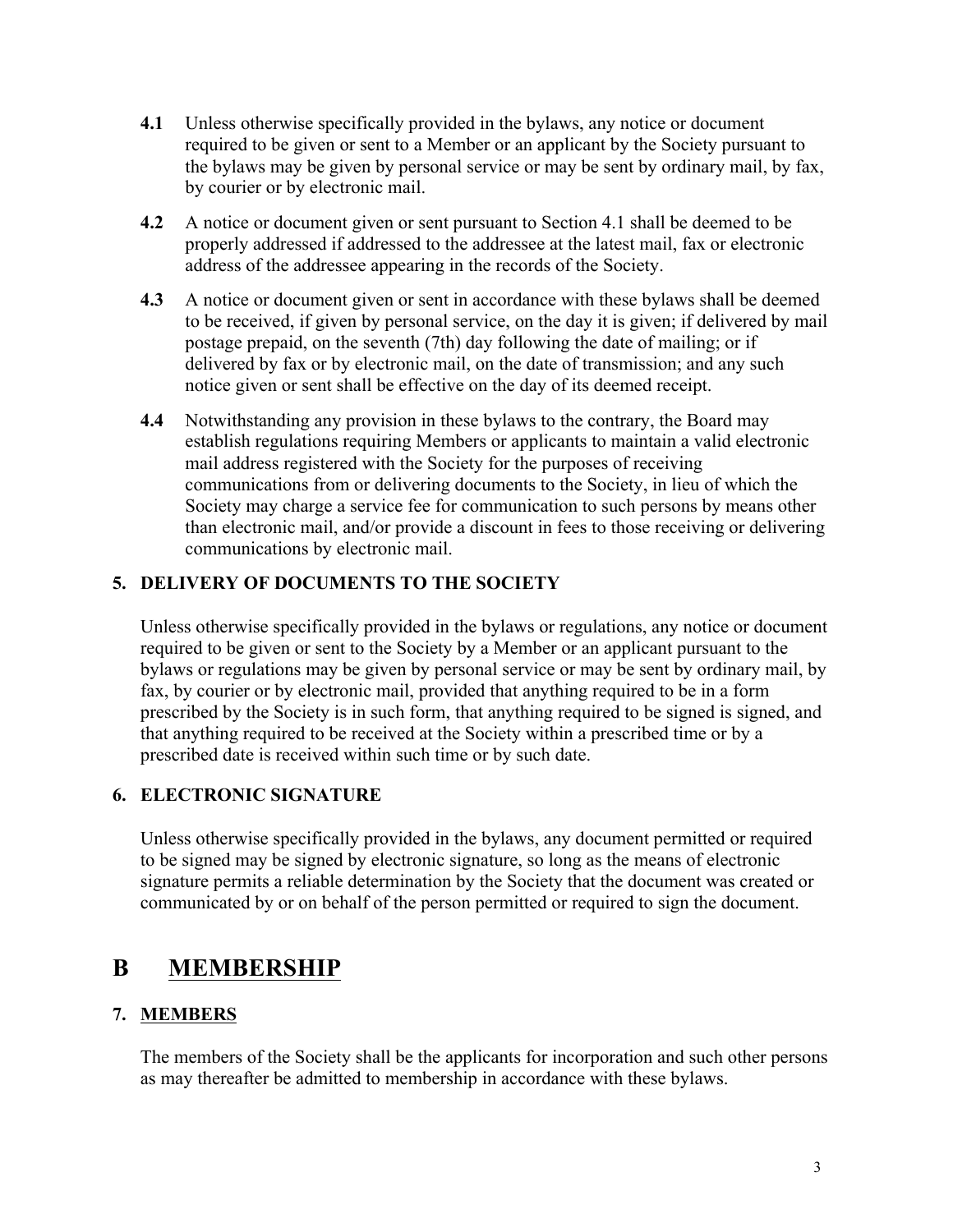**4.1** Unless otherwise specifically provided in the bylaws, any notice or document required to be given or sent to a Member or an applicant by the Society pursuant to the bylaws may be given by personal service or may be sent by ordinary mail, by fax, by courier or by electronic mail.

**4.2** A notice or document given or sent pursuant to Section 4.1 shall be deemed to be properly addressed if addressed to the addressee at the latest mail, fax or electronic address of the addressee appearing in the records of the Society.

**4.3** A notice or document given or sent in accordance with these bylaws shall be deemed to be received, if given by personal service, on the day it is given; if delivered by mail postage prepaid, on the seventh (7th) day following the date of mailing; or if delivered by fax or by electronic mail, on the date of transmission; and any such notice given or sent shall be effective on the day of its deemed receipt.

**4.4** Notwithstanding any provision in these bylaws to the contrary, the Board may establish regulations requiring Members or applicants to maintain a valid electronic mail address registered with the Society for the purposes of receiving communications from or delivering documents to the Society, in lieu of which the Society may charge a service fee for communication to such persons by means other than electronic mail, and/or provide a discount in fees to those receiving or delivering communications by electronic mail.

### 5. DELIVERY OF DOCUMENTS TO THE SOCIETY

Unless otherwise specifically provided in the bylaws or regulations, any notice or document required to be given or sent to the Society by a Member or an applicant pursuant to the bylaws or regulations may be given by personal service or may be sent by ordinary mail, by fax, by courier or by electronic mail, provided that anything required to be in a form prescribed by the Society is in such form, that anything required to be signed is signed, and that anything required to be received at the Society within a prescribed time or by a prescribed date is received within such time or by such date.

### 6. ELECTRONIC SIGNATURE

Unless otherwise specifically provided in the bylaws, any document permitted or required to be signed may be signed by electronic signature, so long as the means of electronic signature permits a reliable determination by the Society that the document was created or communicated by or on behalf of the person permitted or required to sign the document.

## B MEMBERSHIP

### 7. MEMBERS

The members of the Society shall be the applicants for incorporation and such other persons as may thereafter be admitted to membership in accordance with these bylaws.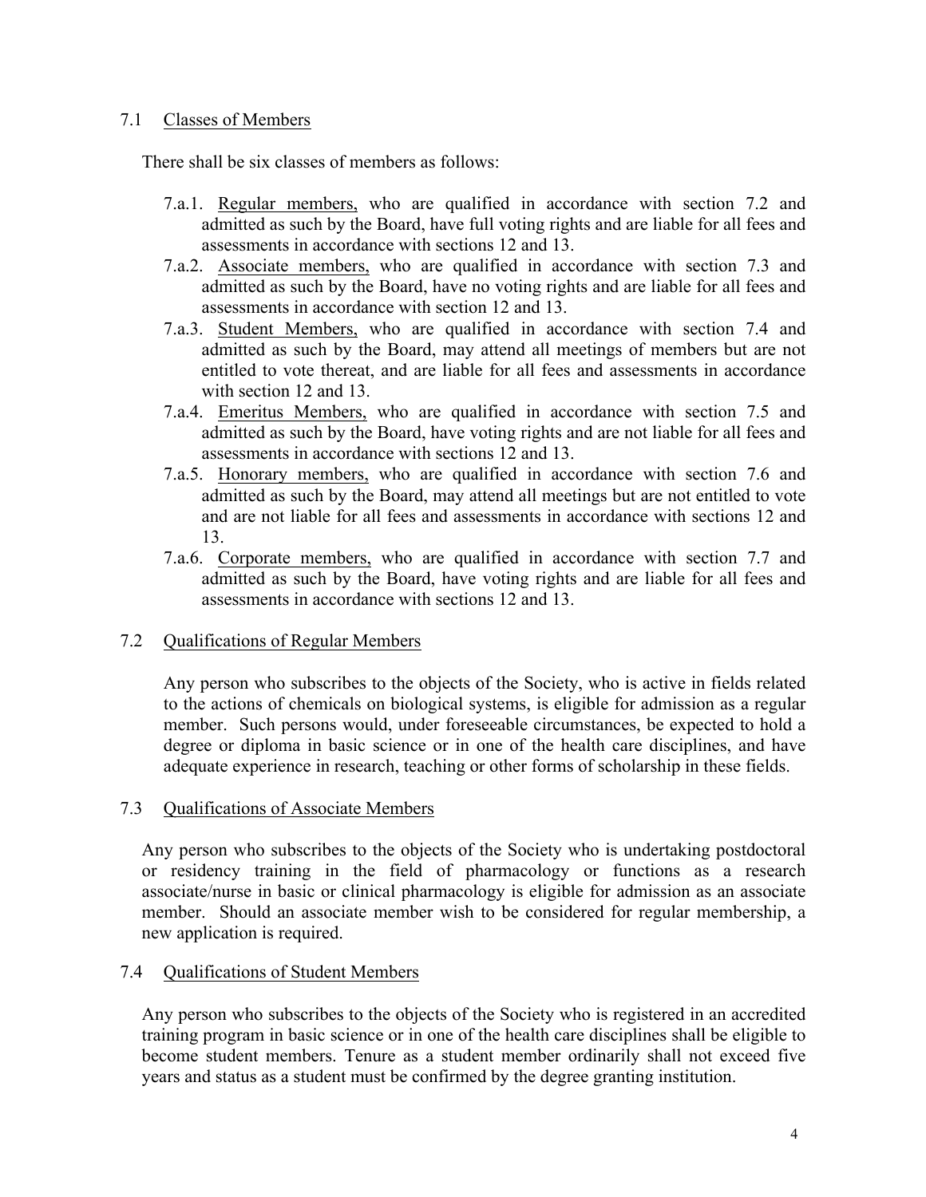## 7.1 <u>Classes of Members</u>

There shall be six classes of members as follows:

- 7.a.1. <u>Regular members,</u> who are qualified in accordance with section 7.2 and admitted as such by the Board, have full voting rights and are liable for all fees and assessments in accordance with sections 12 and 13.
- 7.a.2. <u>Associate members,</u> who are qualified in accordance with section 7.3 and admitted as such by the Board, have no voting rights and are liable for all fees and assessments in accordance with section 12 and 13.
- 7.a.3. <u>Student Members,</u> who are qualified in accordance with section 7.4 and admitted as such by the Board, may attend all meetings of members but are not entitled to vote thereat, and are liable for all fees and assessments in accordance with section 12 and 13.
- 7.a.4. <u>Emeritus Members,</u> who are qualified in accordance with section 7.5 and admitted as such by the Board, have voting rights and are not liable for all fees and assessments in accordance with sections 12 and 13.
- 7.a.5. <u>Honorary members,</u> who are qualified in accordance with section 7.6 and admitted as such by the Board, may attend all meetings but are not entitled to vote and are not liable for all fees and assessments in accordance with sections 12 and 13.
- 7.a.6. <u>Corporate members,</u> who are qualified in accordance with section 7.7 and admitted as such by the Board, have voting rights and are liable for all fees and assessments in accordance with sections 12 and 13.

## 7.2 <u>Qualifications of Regular Members</u>

Any person who subscribes to the objects of the Society, who is active in fields related to the actions of chemicals on biological systems, is eligible for admission as a regular member. Such persons would, under foreseeable circumstances, be expected to hold a degree or diploma in basic science or in one of the health care disciplines, and have adequate experience in research, teaching or other forms of scholarship in these fields.

## 7.3 <u>Qualifications of Associate Members</u>

Any person who subscribes to the objects of the Society who is undertaking postdoctoral or residency training in the field of pharmacology or functions as a research associate/nurse in basic or clinical pharmacology is eligible for admission as an associate member. Should an associate member wish to be considered for regular membership, a new application is required.

## 7.4 <u>Qualifications of Student Members</u>

Any person who subscribes to the objects of the Society who is registered in an accredited training program in basic science or in one of the health care disciplines shall be eligible to become student members. Tenure as a student member ordinarily shall not exceed five years and status as a student must be confirmed by the degree granting institution.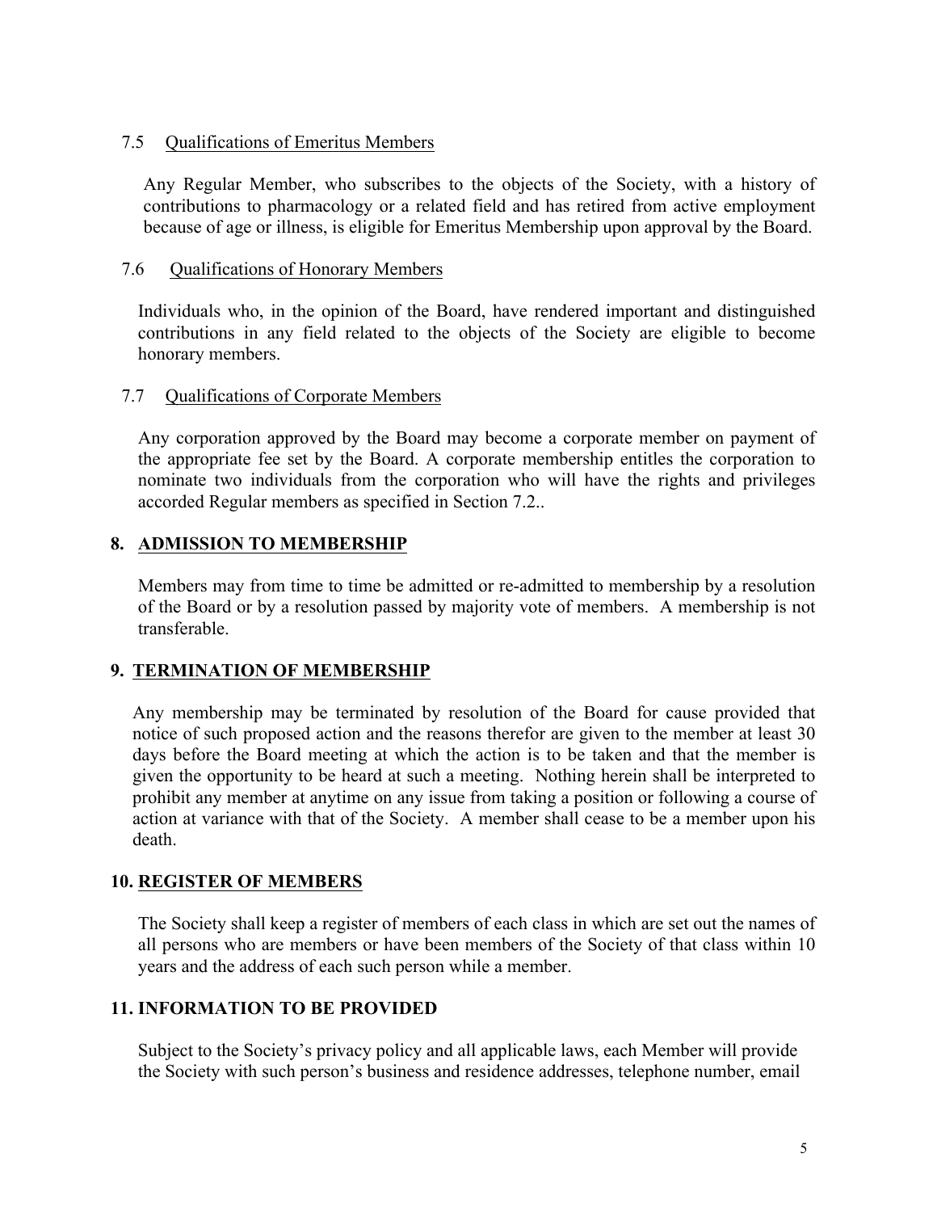### 7.5 Qualifications of Emeritus Members

Any Regular Member, who subscribes to the objects of the Society, with a history of contributions to pharmacology or a related field and has retired from active employment because of age or illness, is eligible for Emeritus Membership upon approval by the Board.

### 7.6 Qualifications of Honorary Members

Individuals who, in the opinion of the Board, have rendered important and distinguished contributions in any field related to the objects of the Society are eligible to become honorary members.

### 7.7 Qualifications of Corporate Members

Any corporation approved by the Board may become a corporate member on payment of the appropriate fee set by the Board. A corporate membership entitles the corporation to nominate two individuals from the corporation who will have the rights and privileges accorded Regular members as specified in Section 7.2..

## 8. ADMISSION TO MEMBERSHIP

Members may from time to time be admitted or re-admitted to membership by a resolution of the Board or by a resolution passed by majority vote of members. A membership is not transferable.

## 9. TERMINATION OF MEMBERSHIP

Any membership may be terminated by resolution of the Board for cause provided that notice of such proposed action and the reasons therefor are given to the member at least 30 days before the Board meeting at which the action is to be taken and that the member is given the opportunity to be heard at such a meeting. Nothing herein shall be interpreted to prohibit any member at anytime on any issue from taking a position or following a course of action at variance with that of the Society. A member shall cease to be a member upon his death.

## 10. REGISTER OF MEMBERS

The Society shall keep a register of members of each class in which are set out the names of all persons who are members or have been members of the Society of that class within 10 years and the address of each such person while a member.

## 11. INFORMATION TO BE PROVIDED

Subject to the Society's privacy policy and all applicable laws, each Member will provide the Society with such person's business and residence addresses, telephone number, email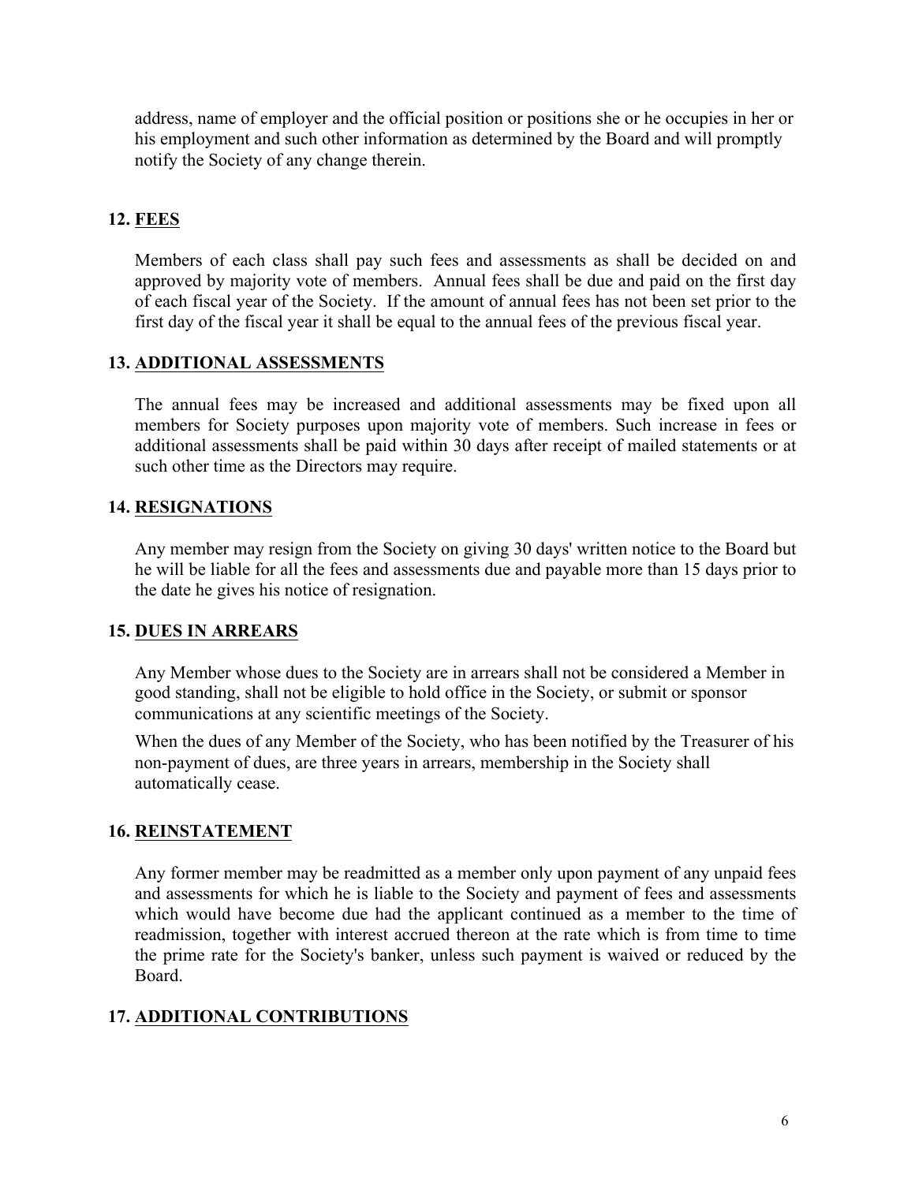address, name of employer and the official position or positions she or he occupies in her or his employment and such other information as determined by the Board and will promptly notify the Society of any change therein.

## 12. FEES

Members of each class shall pay such fees and assessments as shall be decided on and approved by majority vote of members. Annual fees shall be due and paid on the first day of each fiscal year of the Society. If the amount of annual fees has not been set prior to the first day of the fiscal year it shall be equal to the annual fees of the previous fiscal year.

## 13. ADDITIONAL ASSESSMENTS

The annual fees may be increased and additional assessments may be fixed upon all members for Society purposes upon majority vote of members. Such increase in fees or additional assessments shall be paid within 30 days after receipt of mailed statements or at such other time as the Directors may require.

## 14. RESIGNATIONS

Any member may resign from the Society on giving 30 days' written notice to the Board but he will be liable for all the fees and assessments due and payable more than 15 days prior to the date he gives his notice of resignation.

## 15. DUES IN ARREARS

Any Member whose dues to the Society are in arrears shall not be considered a Member in good standing, shall not be eligible to hold office in the Society, or submit or sponsor communications at any scientific meetings of the Society.

When the dues of any Member of the Society, who has been notified by the Treasurer of his non-payment of dues, are three years in arrears, membership in the Society shall automatically cease.

## 16. REINSTATEMENT

Any former member may be readmitted as a member only upon payment of any unpaid fees and assessments for which he is liable to the Society and payment of fees and assessments which would have become due had the applicant continued as a member to the time of readmission, together with interest accrued thereon at the rate which is from time to time the prime rate for the Society's banker, unless such payment is waived or reduced by the Board.

## 17. ADDITIONAL CONTRIBUTIONS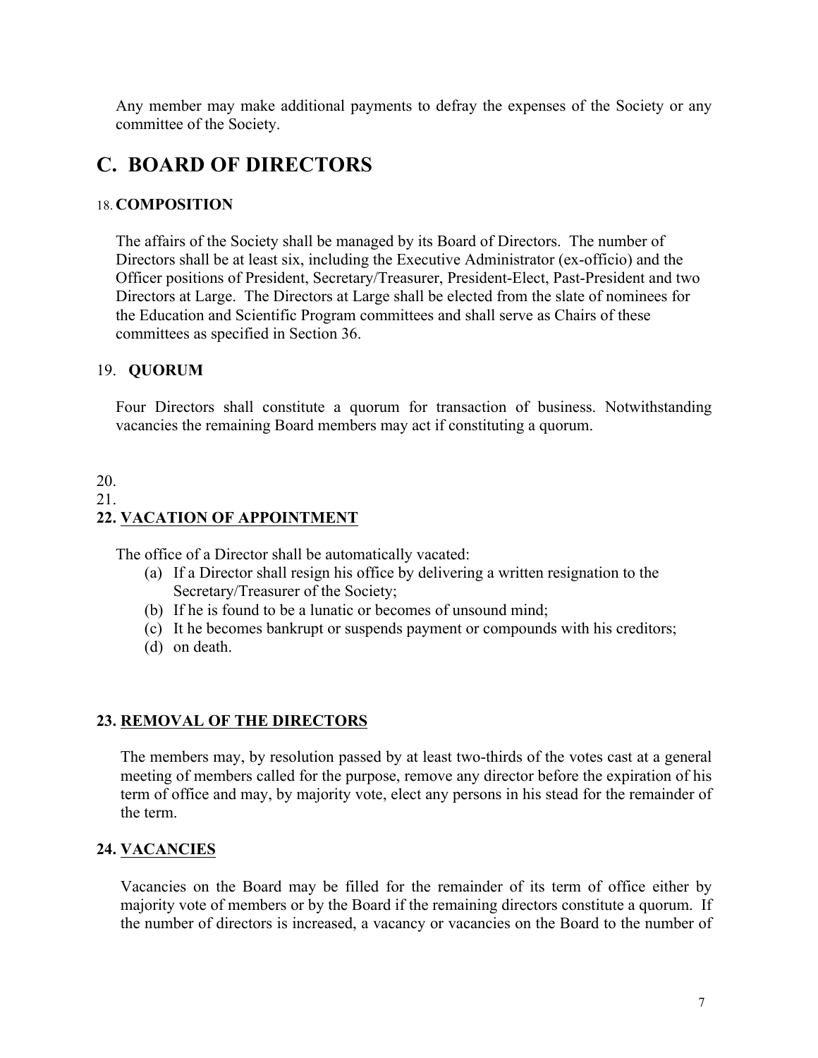Any member may make additional payments to defray the expenses of the Society or any committee of the Society.

# C. BOARD OF DIRECTORS

### 18. COMPOSITION

The affairs of the Society shall be managed by its Board of Directors. The number of Directors shall be at least six, including the Executive Administrator (ex-officio) and the Officer positions of President, Secretary/Treasurer, President-Elect, Past-President and two Directors at Large. The Directors at Large shall be elected from the slate of nominees for the Education and Scientific Program committees and shall serve as Chairs of these committees as specified in Section 36.

### 19. QUORUM

Four Directors shall constitute a quorum for transaction of business. Notwithstanding vacancies the remaining Board members may act if constituting a quorum.

20.

21.

### 22. VACATION OF APPOINTMENT

The office of a Director shall be automatically vacated:

(a) If a Director shall resign his office by delivering a written resignation to the Secretary/Treasurer of the Society;
(b) If he is found to be a lunatic or becomes of unsound mind;
(c) It he becomes bankrupt or suspends payment or compounds with his creditors;
(d) on death.

### 23. REMOVAL OF THE DIRECTORS

The members may, by resolution passed by at least two-thirds of the votes cast at a general meeting of members called for the purpose, remove any director before the expiration of his term of office and may, by majority vote, elect any persons in his stead for the remainder of the term.

### 24. VACANCIES

Vacancies on the Board may be filled for the remainder of its term of office either by majority vote of members or by the Board if the remaining directors constitute a quorum. If the number of directors is increased, a vacancy or vacancies on the Board to the number of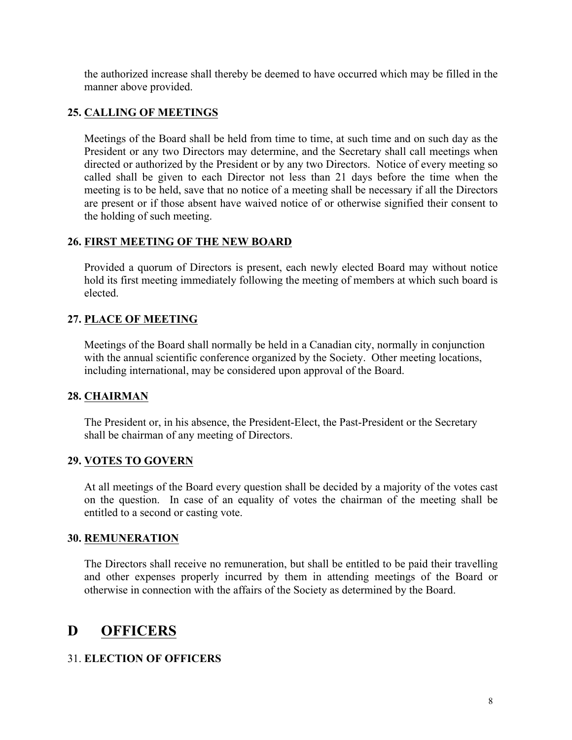the authorized increase shall thereby be deemed to have occurred which may be filled in the manner above provided.

### 25. CALLING OF MEETINGS

Meetings of the Board shall be held from time to time, at such time and on such day as the President or any two Directors may determine, and the Secretary shall call meetings when directed or authorized by the President or by any two Directors. Notice of every meeting so called shall be given to each Director not less than 21 days before the time when the meeting is to be held, save that no notice of a meeting shall be necessary if all the Directors are present or if those absent have waived notice of or otherwise signified their consent to the holding of such meeting.

### 26. FIRST MEETING OF THE NEW BOARD

Provided a quorum of Directors is present, each newly elected Board may without notice hold its first meeting immediately following the meeting of members at which such board is elected.

### 27. PLACE OF MEETING

Meetings of the Board shall normally be held in a Canadian city, normally in conjunction with the annual scientific conference organized by the Society. Other meeting locations, including international, may be considered upon approval of the Board.

### 28. CHAIRMAN

The President or, in his absence, the President-Elect, the Past-President or the Secretary shall be chairman of any meeting of Directors.

### 29. VOTES TO GOVERN

At all meetings of the Board every question shall be decided by a majority of the votes cast on the question. In case of an equality of votes the chairman of the meeting shall be entitled to a second or casting vote.

### 30. REMUNERATION

The Directors shall receive no remuneration, but shall be entitled to be paid their travelling and other expenses properly incurred by them in attending meetings of the Board or otherwise in connection with the affairs of the Society as determined by the Board.

## D OFFICERS

### 31. ELECTION OF OFFICERS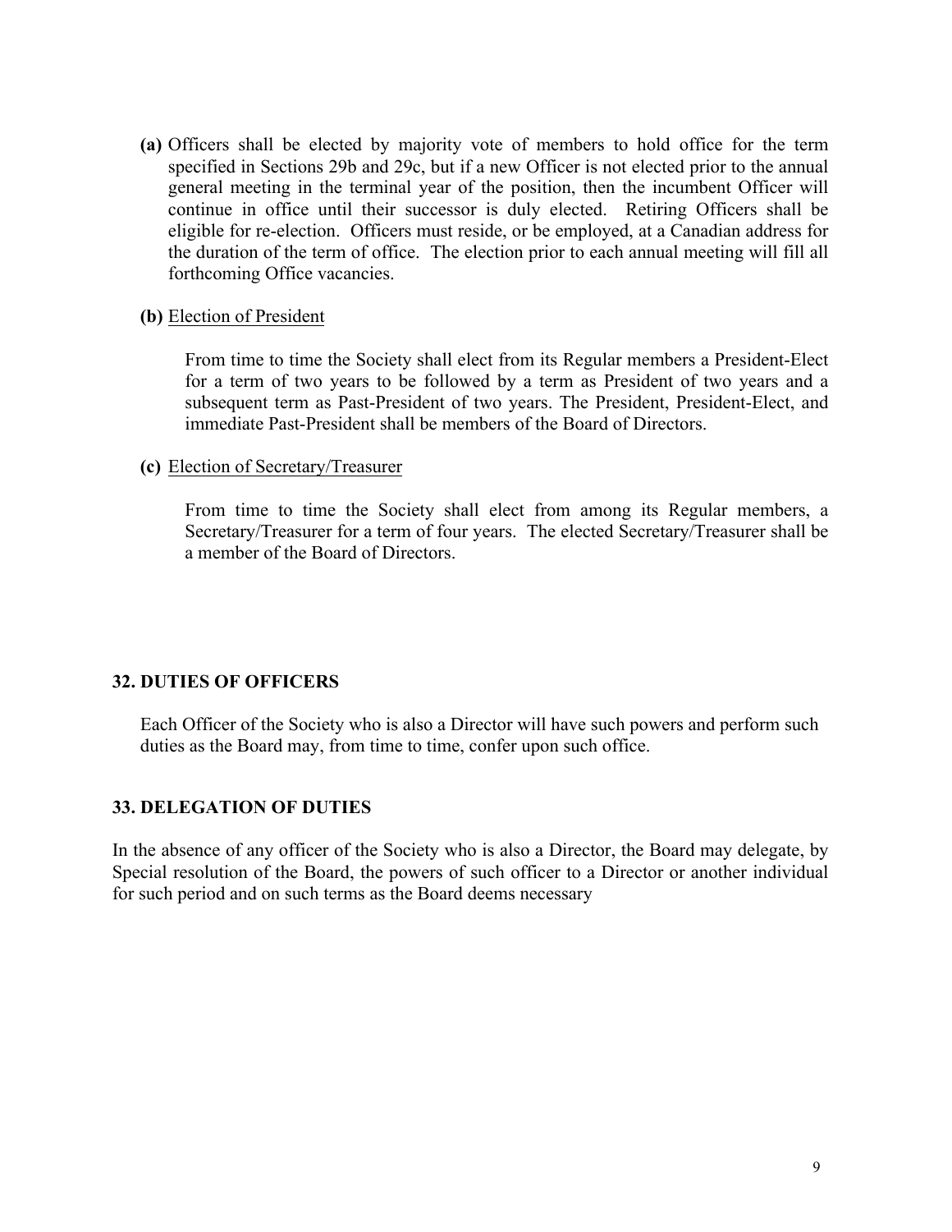**(a)** Officers shall be elected by majority vote of members to hold office for the term specified in Sections 29b and 29c, but if a new Officer is not elected prior to the annual general meeting in the terminal year of the position, then the incumbent Officer will continue in office until their successor is duly elected. Retiring Officers shall be eligible for re-election. Officers must reside, or be employed, at a Canadian address for the duration of the term of office. The election prior to each annual meeting will fill all forthcoming Office vacancies.

**(b)** Election of President

From time to time the Society shall elect from its Regular members a President-Elect for a term of two years to be followed by a term as President of two years and a subsequent term as Past-President of two years. The President, President-Elect, and immediate Past-President shall be members of the Board of Directors.

**(c)** Election of Secretary/Treasurer

From time to time the Society shall elect from among its Regular members, a Secretary/Treasurer for a term of four years. The elected Secretary/Treasurer shall be a member of the Board of Directors.

## 32. DUTIES OF OFFICERS

Each Officer of the Society who is also a Director will have such powers and perform such duties as the Board may, from time to time, confer upon such office.

## 33. DELEGATION OF DUTIES

In the absence of any officer of the Society who is also a Director, the Board may delegate, by Special resolution of the Board, the powers of such officer to a Director or another individual for such period and on such terms as the Board deems necessary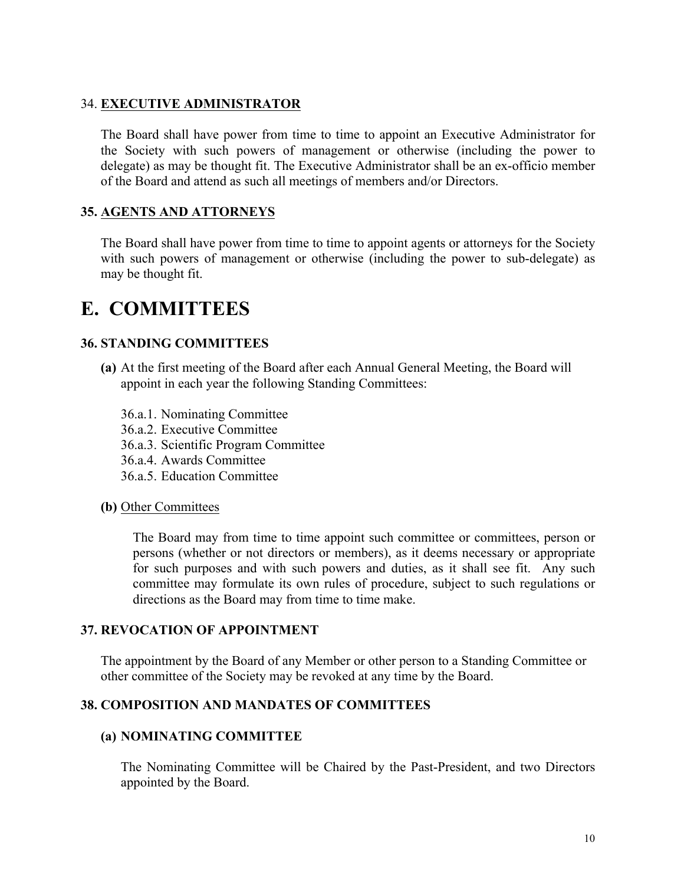### 34. **EXECUTIVE ADMINISTRATOR**

The Board shall have power from time to time to appoint an Executive Administrator for the Society with such powers of management or otherwise (including the power to delegate) as may be thought fit. The Executive Administrator shall be an ex-officio member of the Board and attend as such all meetings of members and/or Directors.

### **35. AGENTS AND ATTORNEYS**

The Board shall have power from time to time to appoint agents or attorneys for the Society with such powers of management or otherwise (including the power to sub-delegate) as may be thought fit.

# E. COMMITTEES

### **36. STANDING COMMITTEES**

**(a)** At the first meeting of the Board after each Annual General Meeting, the Board will appoint in each year the following Standing Committees:

36.a.1. Nominating Committee
36.a.2. Executive Committee
36.a.3. Scientific Program Committee
36.a.4. Awards Committee
36.a.5. Education Committee

**(b)** Other Committees

The Board may from time to time appoint such committee or committees, person or persons (whether or not directors or members), as it deems necessary or appropriate for such purposes and with such powers and duties, as it shall see fit. Any such committee may formulate its own rules of procedure, subject to such regulations or directions as the Board may from time to time make.

### **37. REVOCATION OF APPOINTMENT**

The appointment by the Board of any Member or other person to a Standing Committee or other committee of the Society may be revoked at any time by the Board.

### **38. COMPOSITION AND MANDATES OF COMMITTEES**

#### **(a) NOMINATING COMMITTEE**

The Nominating Committee will be Chaired by the Past-President, and two Directors appointed by the Board.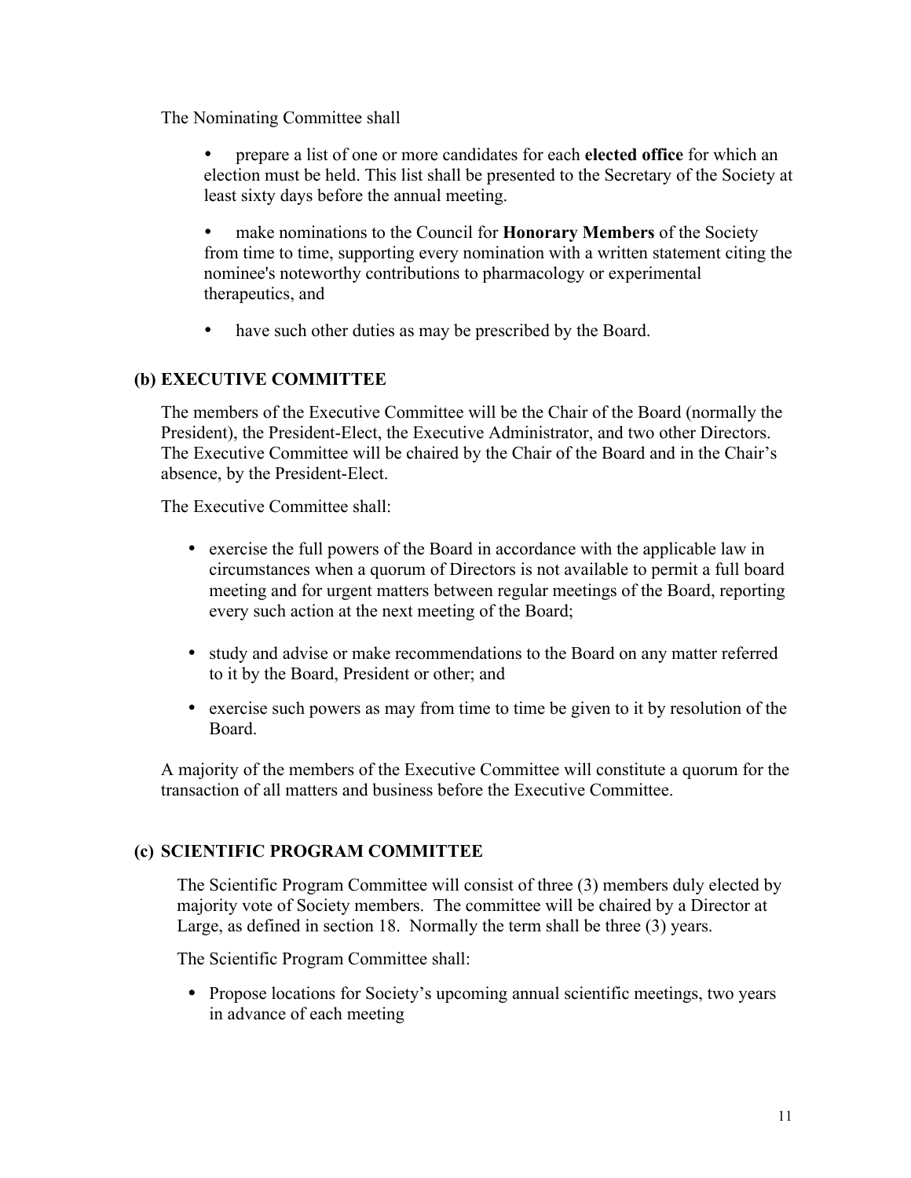The Nominating Committee shall

- prepare a list of one or more candidates for each **elected office** for which an election must be held. This list shall be presented to the Secretary of the Society at least sixty days before the annual meeting.
- make nominations to the Council for **Honorary Members** of the Society from time to time, supporting every nomination with a written statement citing the nominee's noteworthy contributions to pharmacology or experimental therapeutics, and
- have such other duties as may be prescribed by the Board.

### (b) EXECUTIVE COMMITTEE

The members of the Executive Committee will be the Chair of the Board (normally the President), the President-Elect, the Executive Administrator, and two other Directors. The Executive Committee will be chaired by the Chair of the Board and in the Chair's absence, by the President-Elect.

The Executive Committee shall:

- exercise the full powers of the Board in accordance with the applicable law in circumstances when a quorum of Directors is not available to permit a full board meeting and for urgent matters between regular meetings of the Board, reporting every such action at the next meeting of the Board;
- study and advise or make recommendations to the Board on any matter referred to it by the Board, President or other; and
- exercise such powers as may from time to time be given to it by resolution of the Board.

A majority of the members of the Executive Committee will constitute a quorum for the transaction of all matters and business before the Executive Committee.

### (c) SCIENTIFIC PROGRAM COMMITTEE

The Scientific Program Committee will consist of three (3) members duly elected by majority vote of Society members. The committee will be chaired by a Director at Large, as defined in section 18. Normally the term shall be three (3) years.

The Scientific Program Committee shall:

- Propose locations for Society's upcoming annual scientific meetings, two years in advance of each meeting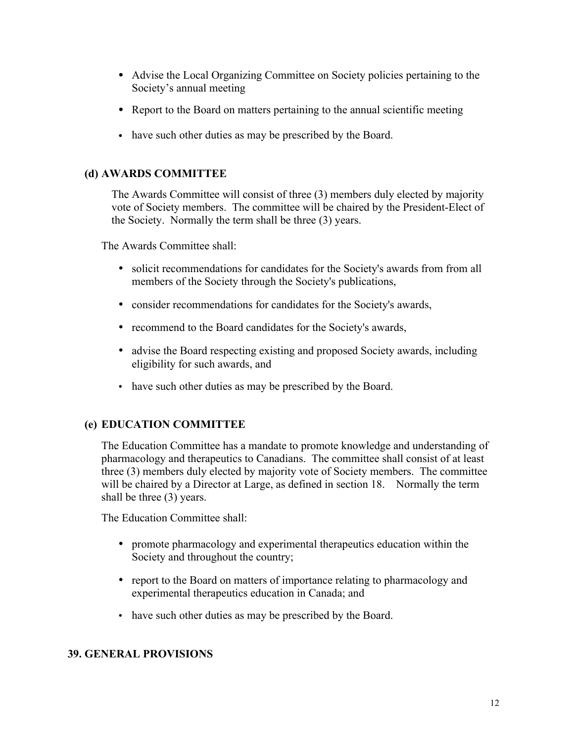- Advise the Local Organizing Committee on Society policies pertaining to the Society's annual meeting
- Report to the Board on matters pertaining to the annual scientific meeting
- have such other duties as may be prescribed by the Board.

### (d) AWARDS COMMITTEE

The Awards Committee will consist of three (3) members duly elected by majority vote of Society members. The committee will be chaired by the President-Elect of the Society. Normally the term shall be three (3) years.

The Awards Committee shall:

- solicit recommendations for candidates for the Society's awards from from all members of the Society through the Society's publications,
- consider recommendations for candidates for the Society's awards,
- recommend to the Board candidates for the Society's awards,
- advise the Board respecting existing and proposed Society awards, including eligibility for such awards, and
- have such other duties as may be prescribed by the Board.

### (e) EDUCATION COMMITTEE

The Education Committee has a mandate to promote knowledge and understanding of pharmacology and therapeutics to Canadians. The committee shall consist of at least three (3) members duly elected by majority vote of Society members. The committee will be chaired by a Director at Large, as defined in section 18. Normally the term shall be three (3) years.

The Education Committee shall:

- promote pharmacology and experimental therapeutics education within the Society and throughout the country;
- report to the Board on matters of importance relating to pharmacology and experimental therapeutics education in Canada; and
- have such other duties as may be prescribed by the Board.

## 39. GENERAL PROVISIONS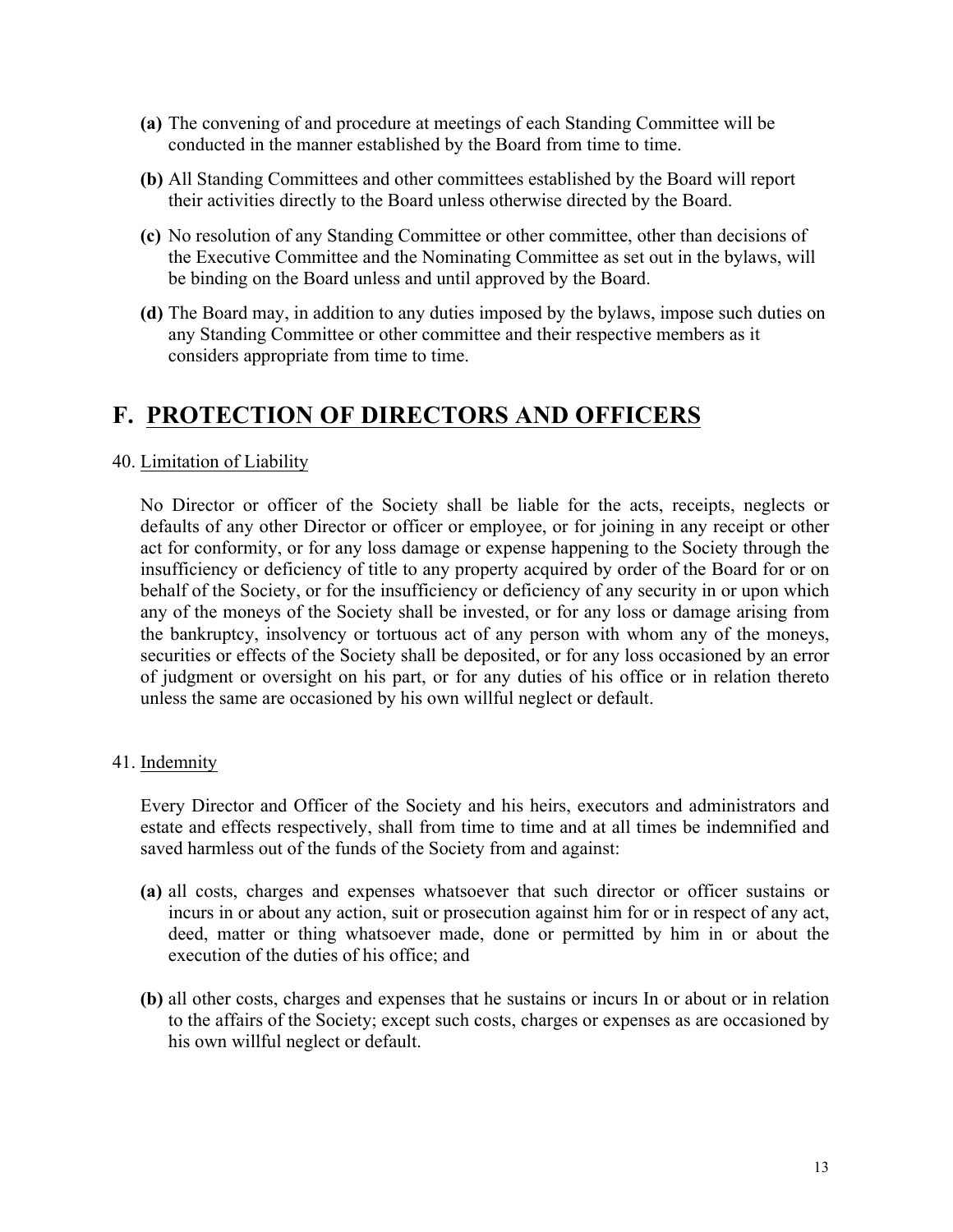- **(a)** The convening of and procedure at meetings of each Standing Committee will be conducted in the manner established by the Board from time to time.
- **(b)** All Standing Committees and other committees established by the Board will report their activities directly to the Board unless otherwise directed by the Board.
- **(c)** No resolution of any Standing Committee or other committee, other than decisions of the Executive Committee and the Nominating Committee as set out in the bylaws, will be binding on the Board unless and until approved by the Board.
- **(d)** The Board may, in addition to any duties imposed by the bylaws, impose such duties on any Standing Committee or other committee and their respective members as it considers appropriate from time to time.

# F. PROTECTION OF DIRECTORS AND OFFICERS

40. Limitation of Liability

No Director or officer of the Society shall be liable for the acts, receipts, neglects or defaults of any other Director or officer or employee, or for joining in any receipt or other act for conformity, or for any loss damage or expense happening to the Society through the insufficiency or deficiency of title to any property acquired by order of the Board for or on behalf of the Society, or for the insufficiency or deficiency of any security in or upon which any of the moneys of the Society shall be invested, or for any loss or damage arising from the bankruptcy, insolvency or tortuous act of any person with whom any of the moneys, securities or effects of the Society shall be deposited, or for any loss occasioned by an error of judgment or oversight on his part, or for any duties of his office or in relation thereto unless the same are occasioned by his own willful neglect or default.

41. Indemnity

Every Director and Officer of the Society and his heirs, executors and administrators and estate and effects respectively, shall from time to time and at all times be indemnified and saved harmless out of the funds of the Society from and against:

- **(a)** all costs, charges and expenses whatsoever that such director or officer sustains or incurs in or about any action, suit or prosecution against him for or in respect of any act, deed, matter or thing whatsoever made, done or permitted by him in or about the execution of the duties of his office; and
- **(b)** all other costs, charges and expenses that he sustains or incurs In or about or in relation to the affairs of the Society; except such costs, charges or expenses as are occasioned by his own willful neglect or default.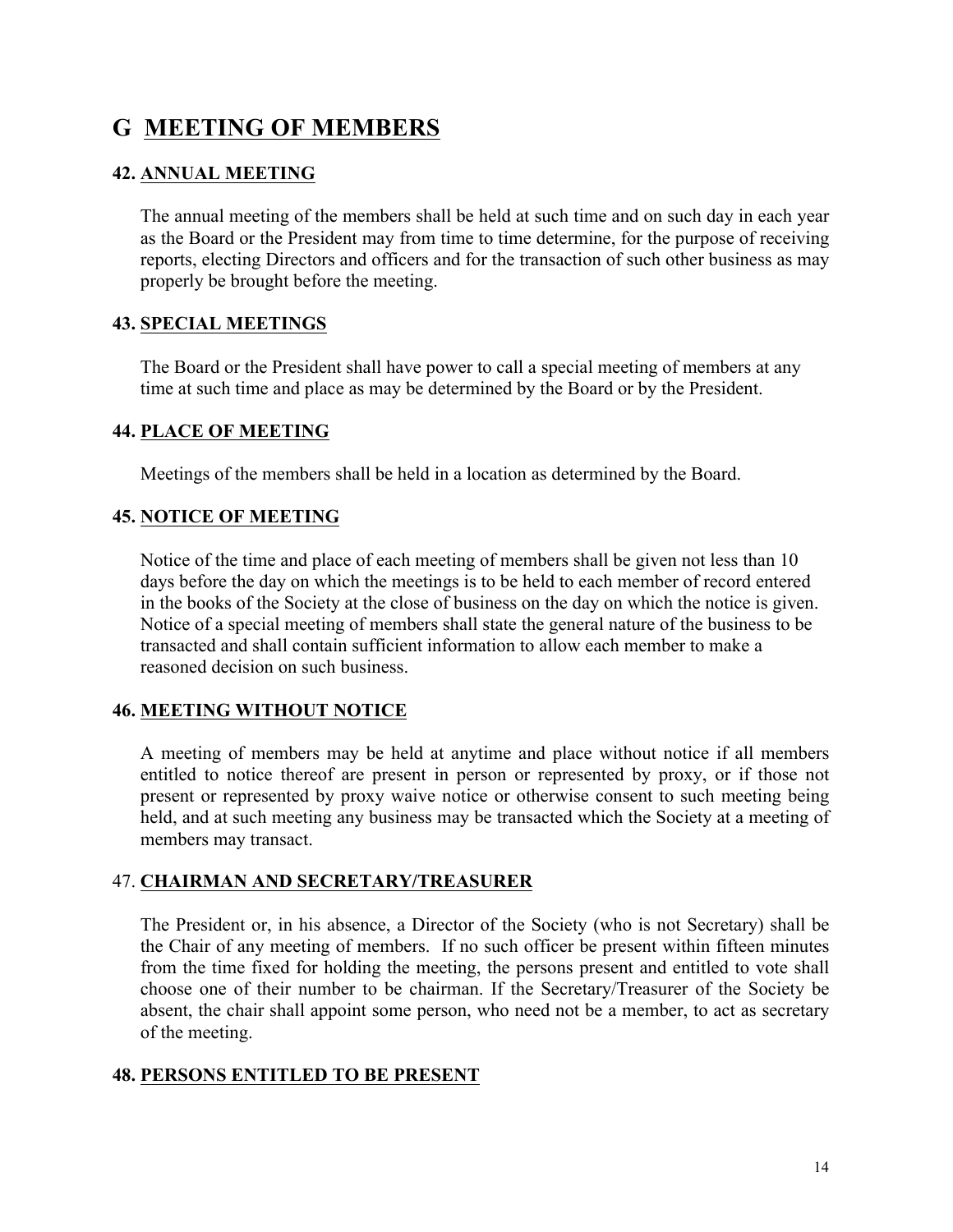# G MEETING OF MEMBERS

### 42. ANNUAL MEETING

The annual meeting of the members shall be held at such time and on such day in each year as the Board or the President may from time to time determine, for the purpose of receiving reports, electing Directors and officers and for the transaction of such other business as may properly be brought before the meeting.

### 43. SPECIAL MEETINGS

The Board or the President shall have power to call a special meeting of members at any time at such time and place as may be determined by the Board or by the President.

### 44. PLACE OF MEETING

Meetings of the members shall be held in a location as determined by the Board.

### 45. NOTICE OF MEETING

Notice of the time and place of each meeting of members shall be given not less than 10 days before the day on which the meetings is to be held to each member of record entered in the books of the Society at the close of business on the day on which the notice is given. Notice of a special meeting of members shall state the general nature of the business to be transacted and shall contain sufficient information to allow each member to make a reasoned decision on such business.

### 46. MEETING WITHOUT NOTICE

A meeting of members may be held at anytime and place without notice if all members entitled to notice thereof are present in person or represented by proxy, or if those not present or represented by proxy waive notice or otherwise consent to such meeting being held, and at such meeting any business may be transacted which the Society at a meeting of members may transact.

### 47. CHAIRMAN AND SECRETARY/TREASURER

The President or, in his absence, a Director of the Society (who is not Secretary) shall be the Chair of any meeting of members. If no such officer be present within fifteen minutes from the time fixed for holding the meeting, the persons present and entitled to vote shall choose one of their number to be chairman. If the Secretary/Treasurer of the Society be absent, the chair shall appoint some person, who need not be a member, to act as secretary of the meeting.

### 48. PERSONS ENTITLED TO BE PRESENT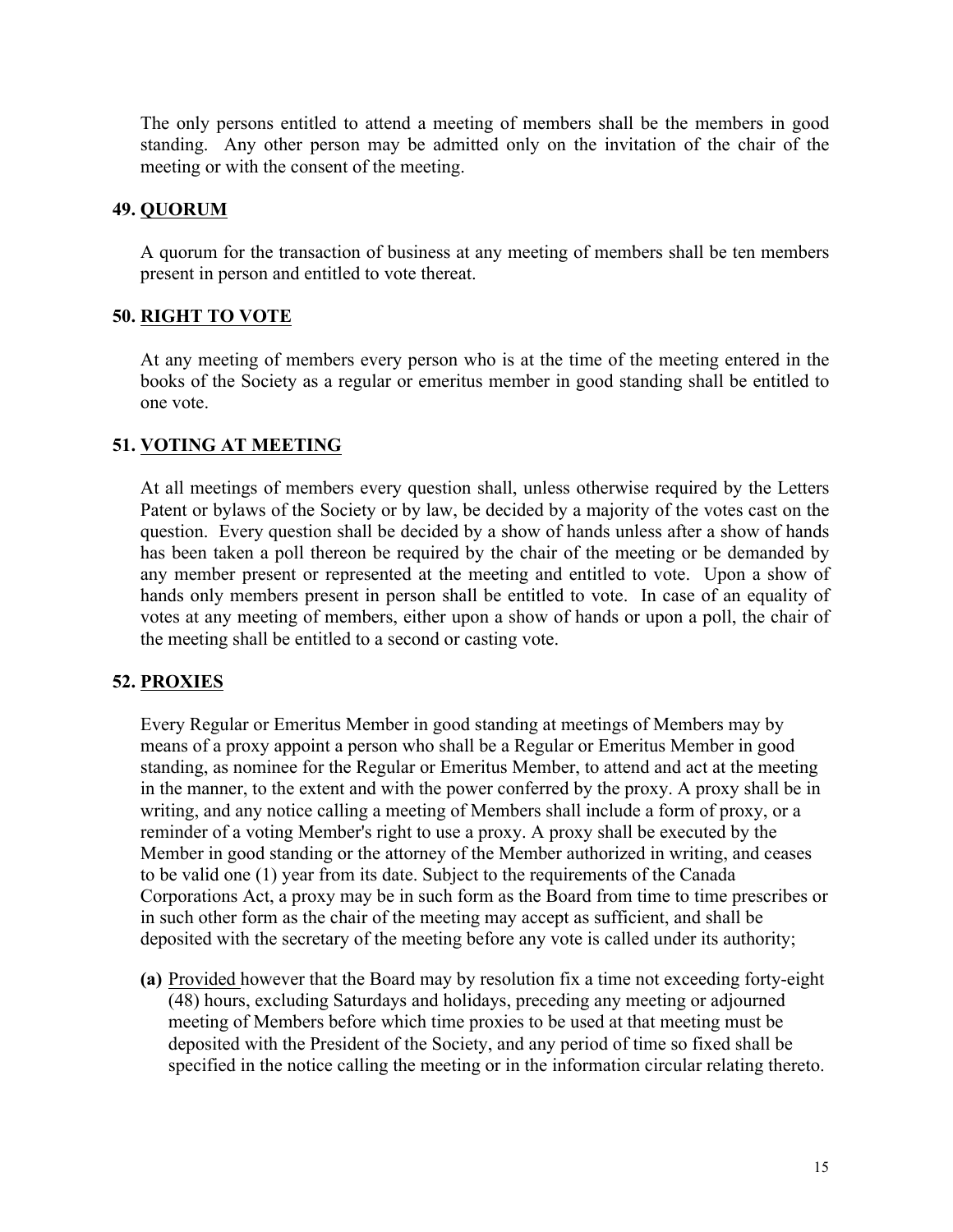The only persons entitled to attend a meeting of members shall be the members in good standing. Any other person may be admitted only on the invitation of the chair of the meeting or with the consent of the meeting.

### 49. QUORUM

A quorum for the transaction of business at any meeting of members shall be ten members present in person and entitled to vote thereat.

### 50. RIGHT TO VOTE

At any meeting of members every person who is at the time of the meeting entered in the books of the Society as a regular or emeritus member in good standing shall be entitled to one vote.

### 51. VOTING AT MEETING

At all meetings of members every question shall, unless otherwise required by the Letters Patent or bylaws of the Society or by law, be decided by a majority of the votes cast on the question. Every question shall be decided by a show of hands unless after a show of hands has been taken a poll thereon be required by the chair of the meeting or be demanded by any member present or represented at the meeting and entitled to vote. Upon a show of hands only members present in person shall be entitled to vote. In case of an equality of votes at any meeting of members, either upon a show of hands or upon a poll, the chair of the meeting shall be entitled to a second or casting vote.

### 52. PROXIES

Every Regular or Emeritus Member in good standing at meetings of Members may by means of a proxy appoint a person who shall be a Regular or Emeritus Member in good standing, as nominee for the Regular or Emeritus Member, to attend and act at the meeting in the manner, to the extent and with the power conferred by the proxy. A proxy shall be in writing, and any notice calling a meeting of Members shall include a form of proxy, or a reminder of a voting Member's right to use a proxy. A proxy shall be executed by the Member in good standing or the attorney of the Member authorized in writing, and ceases to be valid one (1) year from its date. Subject to the requirements of the Canada Corporations Act, a proxy may be in such form as the Board from time to time prescribes or in such other form as the chair of the meeting may accept as sufficient, and shall be deposited with the secretary of the meeting before any vote is called under its authority;

**(a)** Provided however that the Board may by resolution fix a time not exceeding forty-eight (48) hours, excluding Saturdays and holidays, preceding any meeting or adjourned meeting of Members before which time proxies to be used at that meeting must be deposited with the President of the Society, and any period of time so fixed shall be specified in the notice calling the meeting or in the information circular relating thereto.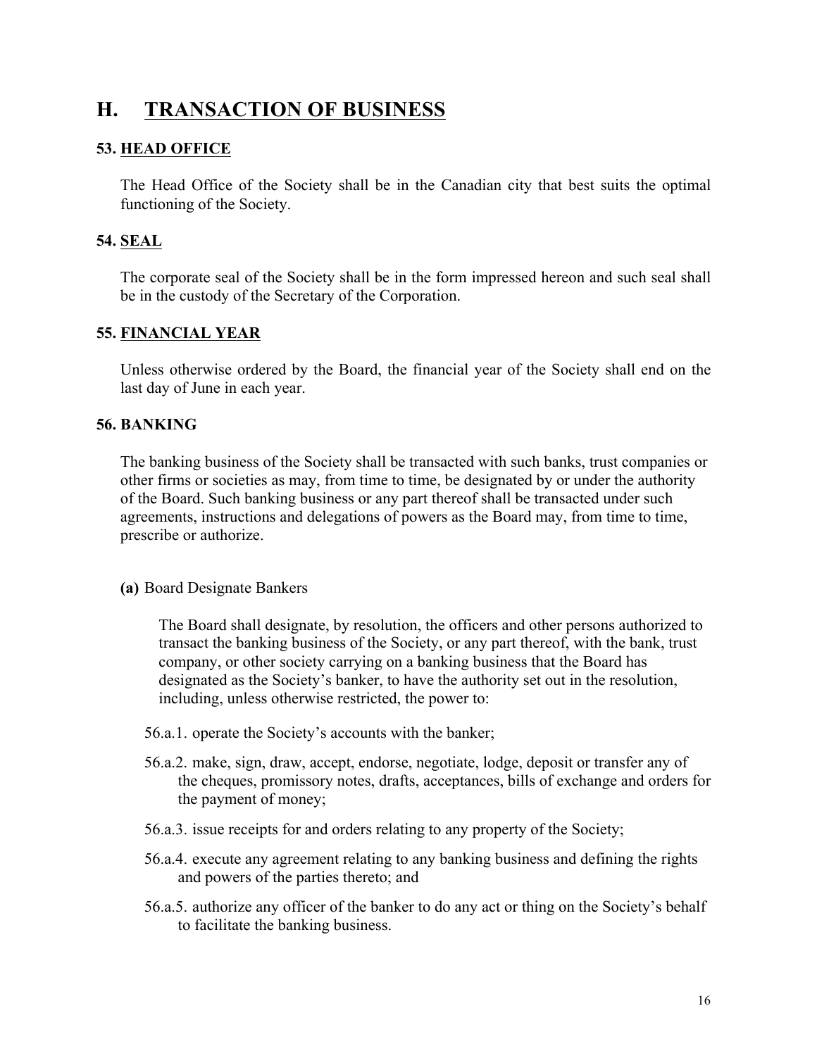# H. TRANSACTION OF BUSINESS

### 53. HEAD OFFICE

The Head Office of the Society shall be in the Canadian city that best suits the optimal functioning of the Society.

### 54. SEAL

The corporate seal of the Society shall be in the form impressed hereon and such seal shall be in the custody of the Secretary of the Corporation.

### 55. FINANCIAL YEAR

Unless otherwise ordered by the Board, the financial year of the Society shall end on the last day of June in each year.

### 56. BANKING

The banking business of the Society shall be transacted with such banks, trust companies or other firms or societies as may, from time to time, be designated by or under the authority of the Board. Such banking business or any part thereof shall be transacted under such agreements, instructions and delegations of powers as the Board may, from time to time, prescribe or authorize.

**(a)** Board Designate Bankers

The Board shall designate, by resolution, the officers and other persons authorized to transact the banking business of the Society, or any part thereof, with the bank, trust company, or other society carrying on a banking business that the Board has designated as the Society's banker, to have the authority set out in the resolution, including, unless otherwise restricted, the power to:

56.a.1. operate the Society's accounts with the banker;

56.a.2. make, sign, draw, accept, endorse, negotiate, lodge, deposit or transfer any of the cheques, promissory notes, drafts, acceptances, bills of exchange and orders for the payment of money;

56.a.3. issue receipts for and orders relating to any property of the Society;

56.a.4. execute any agreement relating to any banking business and defining the rights and powers of the parties thereto; and

56.a.5. authorize any officer of the banker to do any act or thing on the Society's behalf to facilitate the banking business.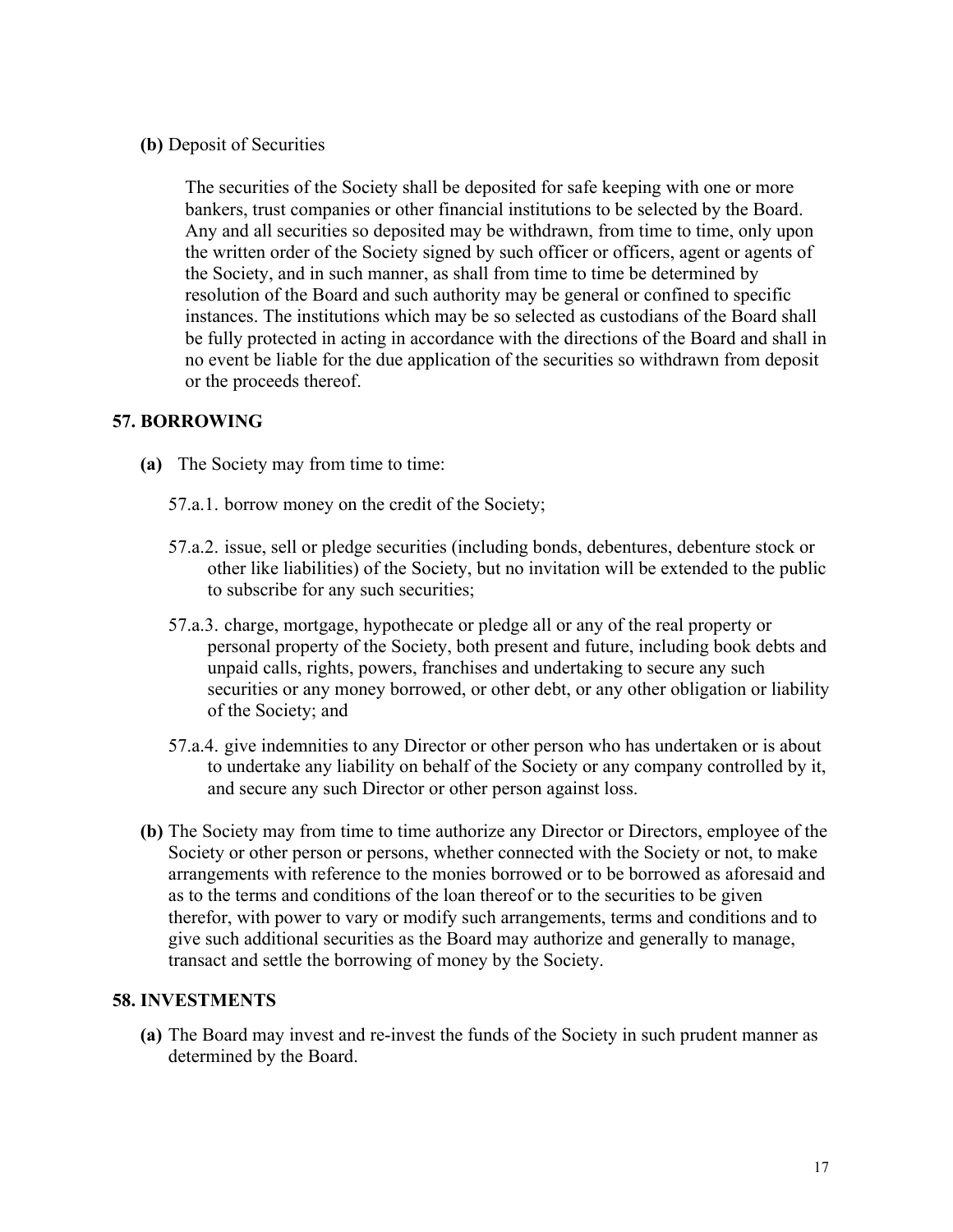**(b)** Deposit of Securities

The securities of the Society shall be deposited for safe keeping with one or more bankers, trust companies or other financial institutions to be selected by the Board. Any and all securities so deposited may be withdrawn, from time to time, only upon the written order of the Society signed by such officer or officers, agent or agents of the Society, and in such manner, as shall from time to time be determined by resolution of the Board and such authority may be general or confined to specific instances. The institutions which may be so selected as custodians of the Board shall be fully protected in acting in accordance with the directions of the Board and shall in no event be liable for the due application of the securities so withdrawn from deposit or the proceeds thereof.

## 57. BORROWING

**(a)** The Society may from time to time:

57.a.1. borrow money on the credit of the Society;

57.a.2. issue, sell or pledge securities (including bonds, debentures, debenture stock or other like liabilities) of the Society, but no invitation will be extended to the public to subscribe for any such securities;

57.a.3. charge, mortgage, hypothecate or pledge all or any of the real property or personal property of the Society, both present and future, including book debts and unpaid calls, rights, powers, franchises and undertaking to secure any such securities or any money borrowed, or other debt, or any other obligation or liability of the Society; and

57.a.4. give indemnities to any Director or other person who has undertaken or is about to undertake any liability on behalf of the Society or any company controlled by it, and secure any such Director or other person against loss.

**(b)** The Society may from time to time authorize any Director or Directors, employee of the Society or other person or persons, whether connected with the Society or not, to make arrangements with reference to the monies borrowed or to be borrowed as aforesaid and as to the terms and conditions of the loan thereof or to the securities to be given therefor, with power to vary or modify such arrangements, terms and conditions and to give such additional securities as the Board may authorize and generally to manage, transact and settle the borrowing of money by the Society.

## 58. INVESTMENTS

**(a)** The Board may invest and re-invest the funds of the Society in such prudent manner as determined by the Board.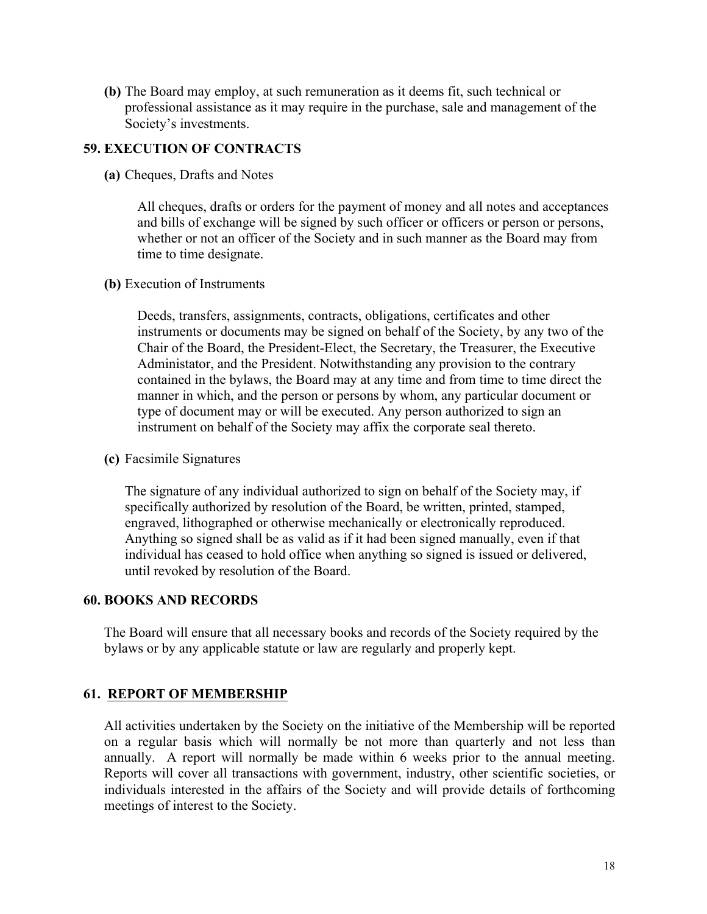**(b)** The Board may employ, at such remuneration as it deems fit, such technical or professional assistance as it may require in the purchase, sale and management of the Society's investments.

## 59. EXECUTION OF CONTRACTS

**(a)** Cheques, Drafts and Notes

All cheques, drafts or orders for the payment of money and all notes and acceptances and bills of exchange will be signed by such officer or officers or person or persons, whether or not an officer of the Society and in such manner as the Board may from time to time designate.

**(b)** Execution of Instruments

Deeds, transfers, assignments, contracts, obligations, certificates and other instruments or documents may be signed on behalf of the Society, by any two of the Chair of the Board, the President-Elect, the Secretary, the Treasurer, the Executive Administator, and the President. Notwithstanding any provision to the contrary contained in the bylaws, the Board may at any time and from time to time direct the manner in which, and the person or persons by whom, any particular document or type of document may or will be executed. Any person authorized to sign an instrument on behalf of the Society may affix the corporate seal thereto.

**(c)** Facsimile Signatures

The signature of any individual authorized to sign on behalf of the Society may, if specifically authorized by resolution of the Board, be written, printed, stamped, engraved, lithographed or otherwise mechanically or electronically reproduced. Anything so signed shall be as valid as if it had been signed manually, even if that individual has ceased to hold office when anything so signed is issued or delivered, until revoked by resolution of the Board.

## 60. BOOKS AND RECORDS

The Board will ensure that all necessary books and records of the Society required by the bylaws or by any applicable statute or law are regularly and properly kept.

## 61. REPORT OF MEMBERSHIP

All activities undertaken by the Society on the initiative of the Membership will be reported on a regular basis which will normally be not more than quarterly and not less than annually. A report will normally be made within 6 weeks prior to the annual meeting. Reports will cover all transactions with government, industry, other scientific societies, or individuals interested in the affairs of the Society and will provide details of forthcoming meetings of interest to the Society.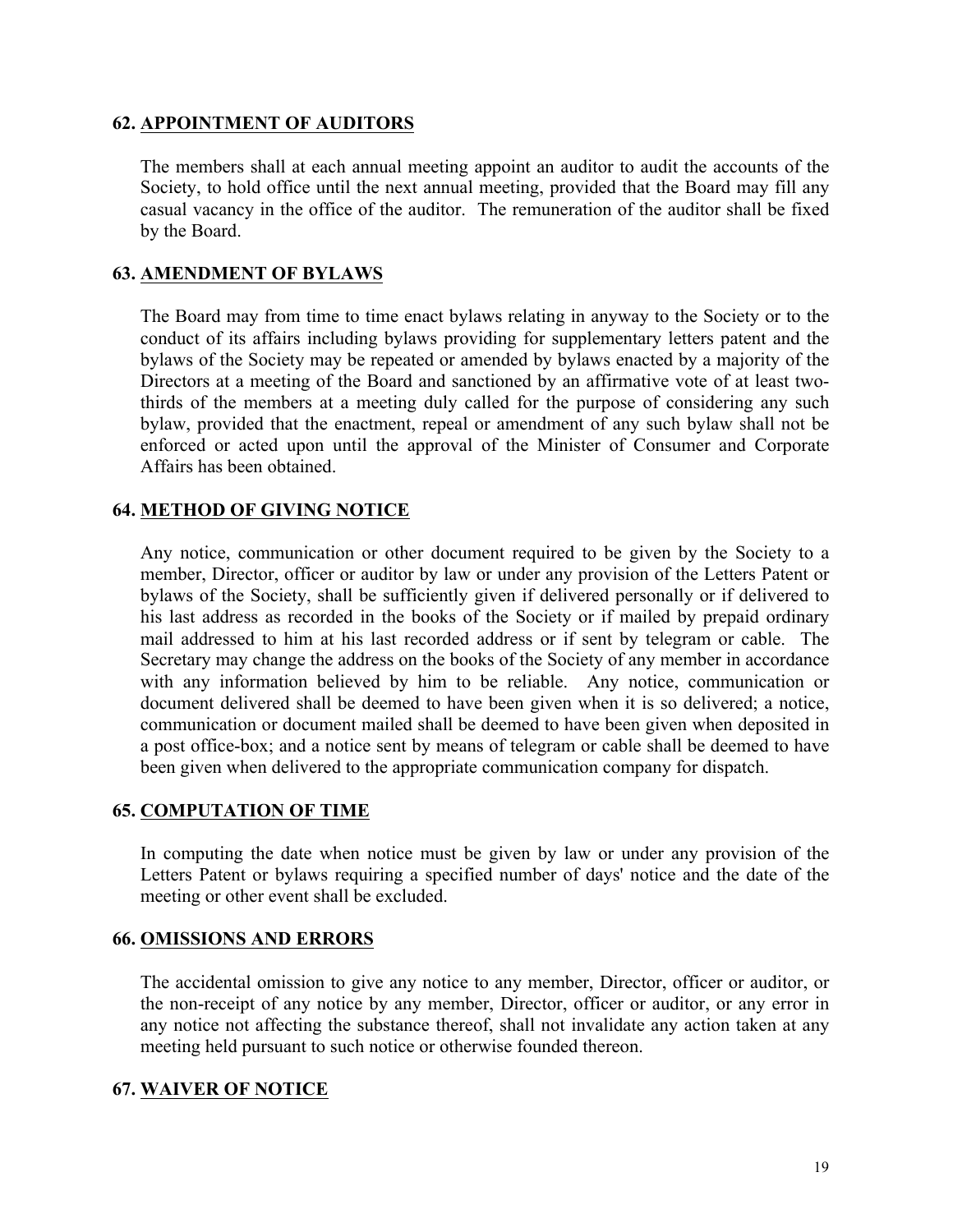## 62. APPOINTMENT OF AUDITORS

The members shall at each annual meeting appoint an auditor to audit the accounts of the Society, to hold office until the next annual meeting, provided that the Board may fill any casual vacancy in the office of the auditor. The remuneration of the auditor shall be fixed by the Board.

## 63. AMENDMENT OF BYLAWS

The Board may from time to time enact bylaws relating in anyway to the Society or to the conduct of its affairs including bylaws providing for supplementary letters patent and the bylaws of the Society may be repeated or amended by bylaws enacted by a majority of the Directors at a meeting of the Board and sanctioned by an affirmative vote of at least two-thirds of the members at a meeting duly called for the purpose of considering any such bylaw, provided that the enactment, repeal or amendment of any such bylaw shall not be enforced or acted upon until the approval of the Minister of Consumer and Corporate Affairs has been obtained.

## 64. METHOD OF GIVING NOTICE

Any notice, communication or other document required to be given by the Society to a member, Director, officer or auditor by law or under any provision of the Letters Patent or bylaws of the Society, shall be sufficiently given if delivered personally or if delivered to his last address as recorded in the books of the Society or if mailed by prepaid ordinary mail addressed to him at his last recorded address or if sent by telegram or cable. The Secretary may change the address on the books of the Society of any member in accordance with any information believed by him to be reliable. Any notice, communication or document delivered shall be deemed to have been given when it is so delivered; a notice, communication or document mailed shall be deemed to have been given when deposited in a post office-box; and a notice sent by means of telegram or cable shall be deemed to have been given when delivered to the appropriate communication company for dispatch.

## 65. COMPUTATION OF TIME

In computing the date when notice must be given by law or under any provision of the Letters Patent or bylaws requiring a specified number of days' notice and the date of the meeting or other event shall be excluded.

## 66. OMISSIONS AND ERRORS

The accidental omission to give any notice to any member, Director, officer or auditor, or the non-receipt of any notice by any member, Director, officer or auditor, or any error in any notice not affecting the substance thereof, shall not invalidate any action taken at any meeting held pursuant to such notice or otherwise founded thereon.

## 67. WAIVER OF NOTICE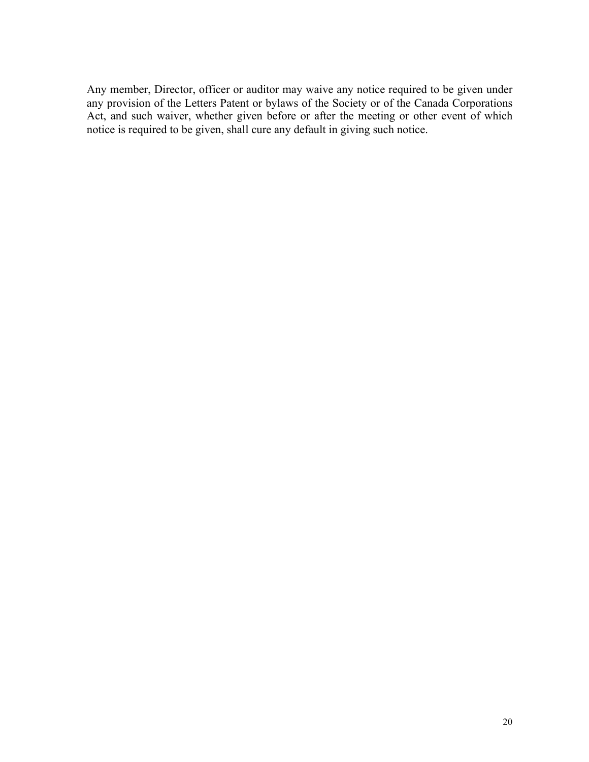Any member, Director, officer or auditor may waive any notice required to be given under any provision of the Letters Patent or bylaws of the Society or of the Canada Corporations Act, and such waiver, whether given before or after the meeting or other event of which notice is required to be given, shall cure any default in giving such notice.